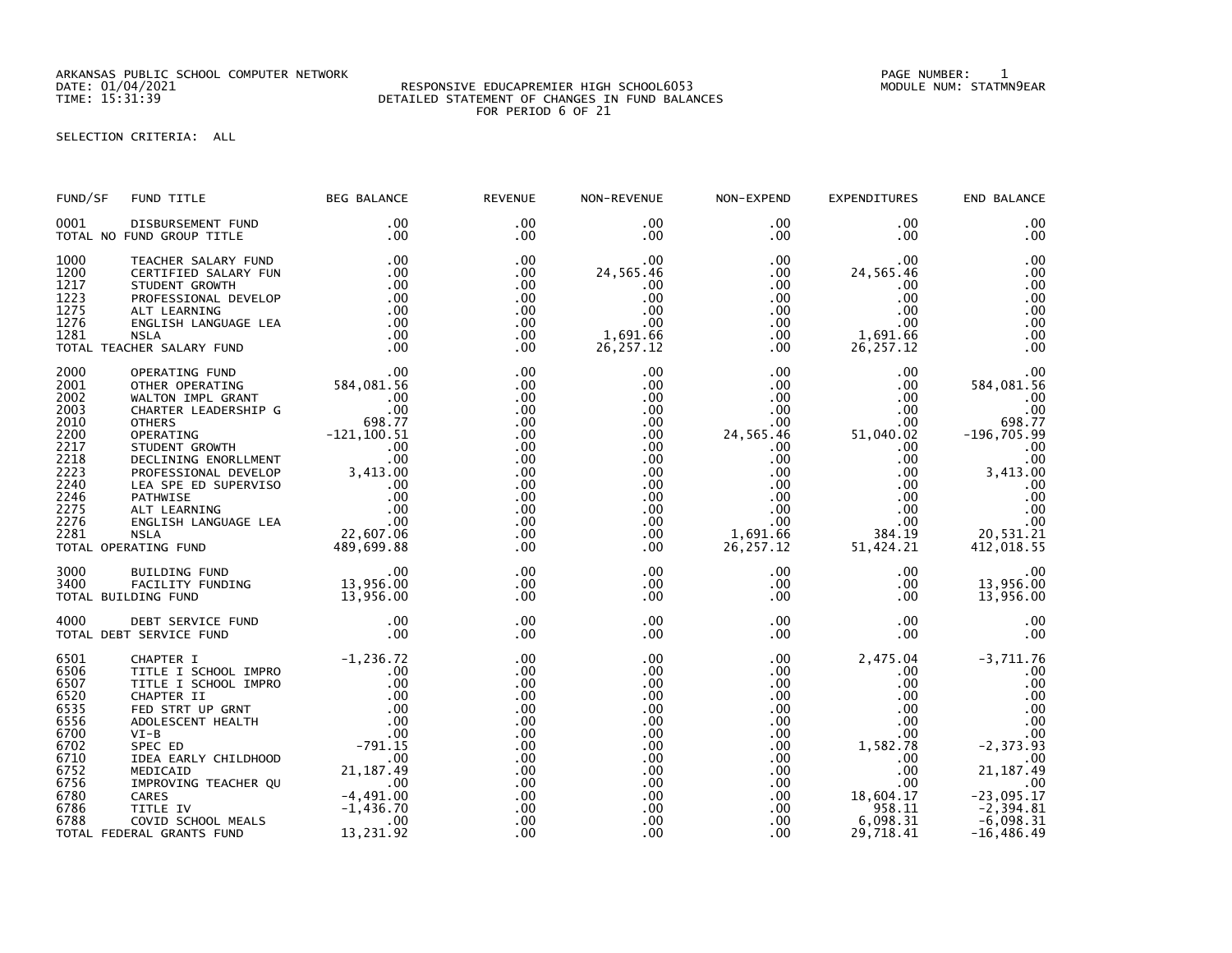ARKANSAS PUBLIC SCHOOL COMPUTER NETWORK
DATE: 01/04/2021
TIME: 15:31:39

RESPONSIVE EDUCAPREMIER HIGH SCHOOL6053
DETAILED STATEMENT OF CHANGES IN FUND BALANCES
FOR PERIOD 6 OF 21

PAGE NUMBER: 1
MODULE NUM: STATMN9EAR

SELECTION CRITERIA: ALL

| FUND/SF | FUND TITLE | BEG BALANCE | REVENUE | NON-REVENUE | NON-EXPEND | EXPENDITURES | END BALANCE |
|---|---|---|---|---|---|---|---|
| 0001 | DISBURSEMENT FUND | .00 | .00 | .00 | .00 | .00 | .00 |
| TOTAL NO FUND GROUP TITLE | | .00 | .00 | .00 | .00 | .00 | .00 |
| 1000 | TEACHER SALARY FUND | .00 | .00 | .00 | .00 | .00 | .00 |
| 1200 | CERTIFIED SALARY FUN | .00 | .00 | 24,565.46 | .00 | 24,565.46 | .00 |
| 1217 | STUDENT GROWTH | .00 | .00 | .00 | .00 | .00 | .00 |
| 1223 | PROFESSIONAL DEVELOP | .00 | .00 | .00 | .00 | .00 | .00 |
| 1275 | ALT LEARNING | .00 | .00 | .00 | .00 | .00 | .00 |
| 1276 | ENGLISH LANGUAGE LEA | .00 | .00 | .00 | .00 | .00 | .00 |
| 1281 | NSLA | .00 | .00 | 1,691.66 | .00 | 1,691.66 | .00 |
| TOTAL TEACHER SALARY FUND | | .00 | .00 | 26,257.12 | .00 | 26,257.12 | .00 |
| 2000 | OPERATING FUND | .00 | .00 | .00 | .00 | .00 | .00 |
| 2001 | OTHER OPERATING | 584,081.56 | .00 | .00 | .00 | .00 | 584,081.56 |
| 2002 | WALTON IMPL GRANT | .00 | .00 | .00 | .00 | .00 | .00 |
| 2003 | CHARTER LEADERSHIP G | .00 | .00 | .00 | .00 | .00 | .00 |
| 2010 | OTHERS | 698.77 | .00 | .00 | .00 | .00 | 698.77 |
| 2200 | OPERATING | -121,100.51 | .00 | .00 | 24,565.46 | 51,040.02 | -196,705.99 |
| 2217 | STUDENT GROWTH | .00 | .00 | .00 | .00 | .00 | .00 |
| 2218 | DECLINING ENORLLMENT | .00 | .00 | .00 | .00 | .00 | .00 |
| 2223 | PROFESSIONAL DEVELOP | 3,413.00 | .00 | .00 | .00 | .00 | 3,413.00 |
| 2240 | LEA SPE ED SUPERVISO | .00 | .00 | .00 | .00 | .00 | .00 |
| 2246 | PATHWISE | .00 | .00 | .00 | .00 | .00 | .00 |
| 2275 | ALT LEARNING | .00 | .00 | .00 | .00 | .00 | .00 |
| 2276 | ENGLISH LANGUAGE LEA | .00 | .00 | .00 | .00 | .00 | .00 |
| 2281 | NSLA | 22,607.06 | .00 | .00 | 1,691.66 | 384.19 | 20,531.21 |
| TOTAL OPERATING FUND | | 489,699.88 | .00 | .00 | 26,257.12 | 51,424.21 | 412,018.55 |
| 3000 | BUILDING FUND | .00 | .00 | .00 | .00 | .00 | .00 |
| 3400 | FACILITY FUNDING | 13,956.00 | .00 | .00 | .00 | .00 | 13,956.00 |
| TOTAL BUILDING FUND | | 13,956.00 | .00 | .00 | .00 | .00 | 13,956.00 |
| 4000 | DEBT SERVICE FUND | .00 | .00 | .00 | .00 | .00 | .00 |
| TOTAL DEBT SERVICE FUND | | .00 | .00 | .00 | .00 | .00 | .00 |
| 6501 | CHAPTER I | -1,236.72 | .00 | .00 | .00 | 2,475.04 | -3,711.76 |
| 6506 | TITLE I SCHOOL IMPRO | .00 | .00 | .00 | .00 | .00 | .00 |
| 6507 | TITLE I SCHOOL IMPRO | .00 | .00 | .00 | .00 | .00 | .00 |
| 6520 | CHAPTER II | .00 | .00 | .00 | .00 | .00 | .00 |
| 6535 | FED STRT UP GRNT | .00 | .00 | .00 | .00 | .00 | .00 |
| 6556 | ADOLESCENT HEALTH | .00 | .00 | .00 | .00 | .00 | .00 |
| 6700 | VI-B | .00 | .00 | .00 | .00 | .00 | .00 |
| 6702 | SPEC ED | -791.15 | .00 | .00 | .00 | 1,582.78 | -2,373.93 |
| 6710 | IDEA EARLY CHILDHOOD | .00 | .00 | .00 | .00 | .00 | .00 |
| 6752 | MEDICAID | 21,187.49 | .00 | .00 | .00 | .00 | 21,187.49 |
| 6756 | IMPROVING TEACHER QU | .00 | .00 | .00 | .00 | .00 | .00 |
| 6780 | CARES | -4,491.00 | .00 | .00 | .00 | 18,604.17 | -23,095.17 |
| 6786 | TITLE IV | -1,436.70 | .00 | .00 | .00 | 958.11 | -2,394.81 |
| 6788 | COVID SCHOOL MEALS | .00 | .00 | .00 | .00 | 6,098.31 | -6,098.31 |
| TOTAL FEDERAL GRANTS FUND | | 13,231.92 | .00 | .00 | .00 | 29,718.41 | -16,486.49 |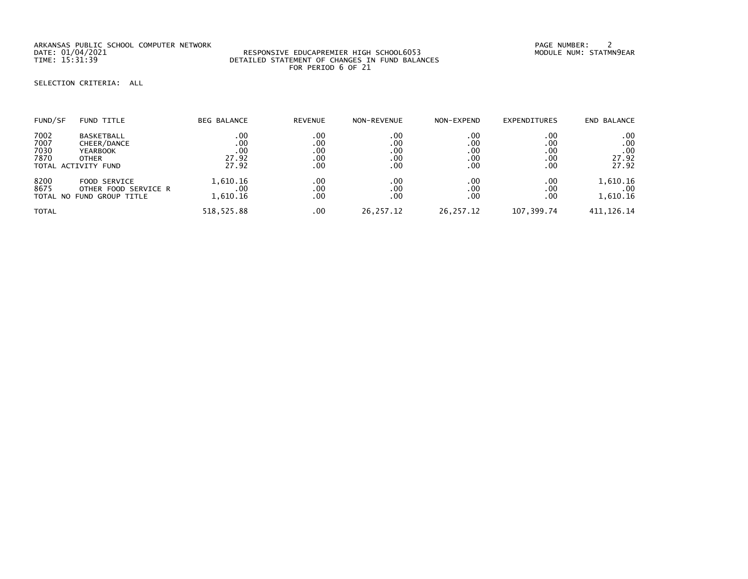ARKANSAS PUBLIC SCHOOL COMPUTER NETWORK
DATE: 01/04/2021
TIME: 15:31:39

RESPONSIVE EDUCAPREMIER HIGH SCHOOL6053
DETAILED STATEMENT OF CHANGES IN FUND BALANCES
FOR PERIOD 6 OF 21

MODULE NUM: STATMN9EAR

SELECTION CRITERIA: ALL

| FUND/SF | FUND TITLE | BEG BALANCE | REVENUE | NON-REVENUE | NON-EXPEND | EXPENDITURES | END BALANCE |
|---|---|---|---|---|---|---|---|
| 7002 | BASKETBALL | .00 | .00 | .00 | .00 | .00 | .00 |
| 7007 | CHEER/DANCE | .00 | .00 | .00 | .00 | .00 | .00 |
| 7030 | YEARBOOK | .00 | .00 | .00 | .00 | .00 | .00 |
| 7870 | OTHER | 27.92 | .00 | .00 | .00 | .00 | 27.92 |
| TOTAL ACTIVITY FUND | | 27.92 | .00 | .00 | .00 | .00 | 27.92 |
| 8200 | FOOD SERVICE | 1,610.16 | .00 | .00 | .00 | .00 | 1,610.16 |
| 8675 | OTHER FOOD SERVICE R | .00 | .00 | .00 | .00 | .00 | .00 |
| TOTAL NO FUND GROUP TITLE | | 1,610.16 | .00 | .00 | .00 | .00 | 1,610.16 |
| TOTAL | | 518,525.88 | .00 | 26,257.12 | 26,257.12 | 107,399.74 | 411,126.14 |